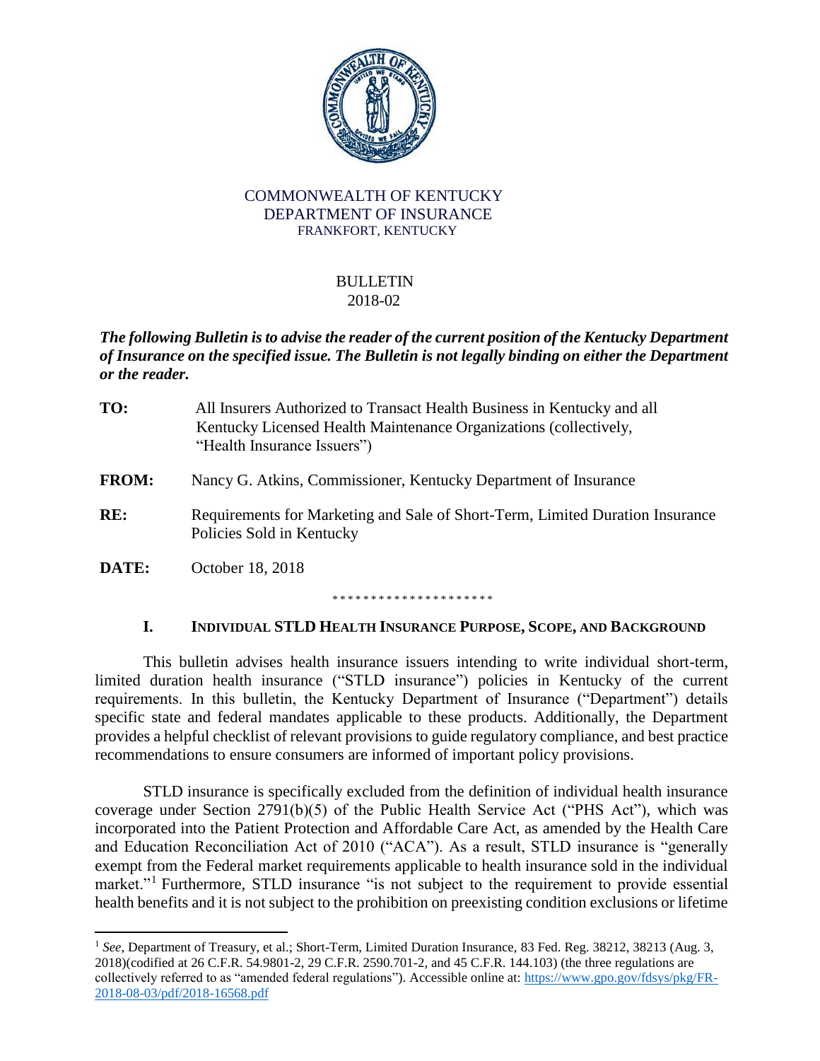COMMONWEALTH OF KENTUCKY
DEPARTMENT OF INSURANCE
FRANKFORT, KENTUCKY

# BULLETIN
# 2018-02

***The following Bulletin is to advise the reader of the current position of the Kentucky Department of Insurance on the specified issue. The Bulletin is not legally binding on either the Department or the reader.***

**TO:** All Insurers Authorized to Transact Health Business in Kentucky and all Kentucky Licensed Health Maintenance Organizations (collectively, "Health Insurance Issuers")

**FROM:** Nancy G. Atkins, Commissioner, Kentucky Department of Insurance

**RE:** Requirements for Marketing and Sale of Short-Term, Limited Duration Insurance Policies Sold in Kentucky

**DATE:** October 18, 2018

*********************

## I. INDIVIDUAL STLD HEALTH INSURANCE PURPOSE, SCOPE, AND BACKGROUND

This bulletin advises health insurance issuers intending to write individual short-term, limited duration health insurance ("STLD insurance") policies in Kentucky of the current requirements. In this bulletin, the Kentucky Department of Insurance ("Department") details specific state and federal mandates applicable to these products. Additionally, the Department provides a helpful checklist of relevant provisions to guide regulatory compliance, and best practice recommendations to ensure consumers are informed of important policy provisions.

STLD insurance is specifically excluded from the definition of individual health insurance coverage under Section 2791(b)(5) of the Public Health Service Act ("PHS Act"), which was incorporated into the Patient Protection and Affordable Care Act, as amended by the Health Care and Education Reconciliation Act of 2010 ("ACA"). As a result, STLD insurance is "generally exempt from the Federal market requirements applicable to health insurance sold in the individual market."[1] Furthermore, STLD insurance "is not subject to the requirement to provide essential health benefits and it is not subject to the prohibition on preexisting condition exclusions or lifetime

---

[1] *See*, Department of Treasury, et al.; Short-Term, Limited Duration Insurance, 83 Fed. Reg. 38212, 38213 (Aug. 3, 2018)(codified at 26 C.F.R. 54.9801-2, 29 C.F.R. 2590.701-2, and 45 C.F.R. 144.103) (the three regulations are collectively referred to as "amended federal regulations"). Accessible online at: https://www.gpo.gov/fdsys/pkg/FR-2018-08-03/pdf/2018-16568.pdf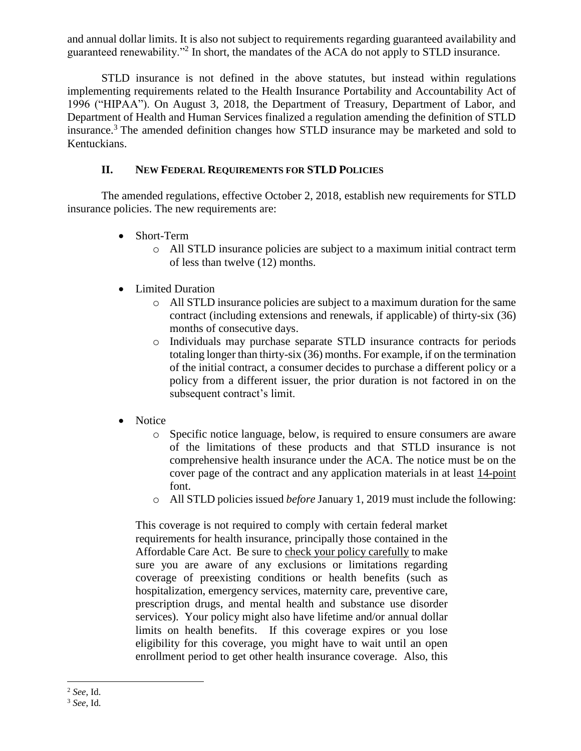and annual dollar limits. It is also not subject to requirements regarding guaranteed availability and guaranteed renewability."[2] In short, the mandates of the ACA do not apply to STLD insurance.

STLD insurance is not defined in the above statutes, but instead within regulations implementing requirements related to the Health Insurance Portability and Accountability Act of 1996 ("HIPAA"). On August 3, 2018, the Department of Treasury, Department of Labor, and Department of Health and Human Services finalized a regulation amending the definition of STLD insurance.[3] The amended definition changes how STLD insurance may be marketed and sold to Kentuckians.

## II. New Federal Requirements for STLD Policies

The amended regulations, effective October 2, 2018, establish new requirements for STLD insurance policies. The new requirements are:

- Short-Term
  - All STLD insurance policies are subject to a maximum initial contract term of less than twelve (12) months.
- Limited Duration
  - All STLD insurance policies are subject to a maximum duration for the same contract (including extensions and renewals, if applicable) of thirty-six (36) months of consecutive days.
  - Individuals may purchase separate STLD insurance contracts for periods totaling longer than thirty-six (36) months. For example, if on the termination of the initial contract, a consumer decides to purchase a different policy or a policy from a different issuer, the prior duration is not factored in on the subsequent contract's limit.
- Notice
  - Specific notice language, below, is required to ensure consumers are aware of the limitations of these products and that STLD insurance is not comprehensive health insurance under the ACA. The notice must be on the cover page of the contract and any application materials in at least <u>14-point</u> font.
  - All STLD policies issued *before* January 1, 2019 must include the following:

> This coverage is not required to comply with certain federal market requirements for health insurance, principally those contained in the Affordable Care Act. Be sure to <u>check your policy carefully</u> to make sure you are aware of any exclusions or limitations regarding coverage of preexisting conditions or health benefits (such as hospitalization, emergency services, maternity care, preventive care, prescription drugs, and mental health and substance use disorder services). Your policy might also have lifetime and/or annual dollar limits on health benefits. If this coverage expires or you lose eligibility for this coverage, you might have to wait until an open enrollment period to get other health insurance coverage. Also, this

---

[2] *See*, Id.

[3] *See*, Id.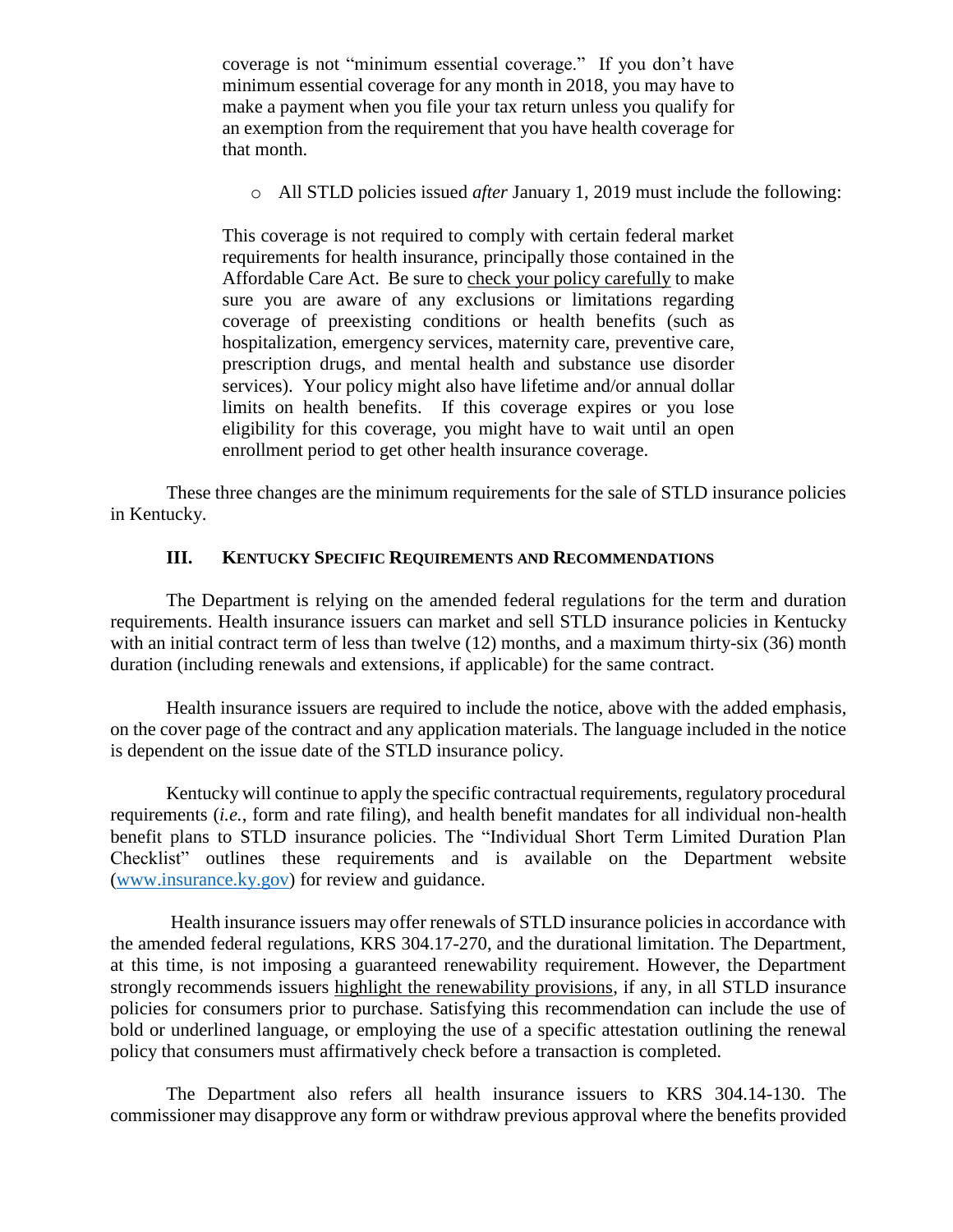coverage is not "minimum essential coverage." If you don't have minimum essential coverage for any month in 2018, you may have to make a payment when you file your tax return unless you qualify for an exemption from the requirement that you have health coverage for that month.

- All STLD policies issued *after* January 1, 2019 must include the following:

> This coverage is not required to comply with certain federal market requirements for health insurance, principally those contained in the Affordable Care Act. Be sure to <u>check your policy carefully</u> to make sure you are aware of any exclusions or limitations regarding coverage of preexisting conditions or health benefits (such as hospitalization, emergency services, maternity care, preventive care, prescription drugs, and mental health and substance use disorder services). Your policy might also have lifetime and/or annual dollar limits on health benefits. If this coverage expires or you lose eligibility for this coverage, you might have to wait until an open enrollment period to get other health insurance coverage.

These three changes are the minimum requirements for the sale of STLD insurance policies in Kentucky.

## III. Kentucky Specific Requirements and Recommendations

The Department is relying on the amended federal regulations for the term and duration requirements. Health insurance issuers can market and sell STLD insurance policies in Kentucky with an initial contract term of less than twelve (12) months, and a maximum thirty-six (36) month duration (including renewals and extensions, if applicable) for the same contract.

Health insurance issuers are required to include the notice, above with the added emphasis, on the cover page of the contract and any application materials. The language included in the notice is dependent on the issue date of the STLD insurance policy.

Kentucky will continue to apply the specific contractual requirements, regulatory procedural requirements (*i.e.*, form and rate filing), and health benefit mandates for all individual non-health benefit plans to STLD insurance policies. The "Individual Short Term Limited Duration Plan Checklist" outlines these requirements and is available on the Department website (www.insurance.ky.gov) for review and guidance.

Health insurance issuers may offer renewals of STLD insurance policies in accordance with the amended federal regulations, KRS 304.17-270, and the durational limitation. The Department, at this time, is not imposing a guaranteed renewability requirement. However, the Department strongly recommends issuers <u>highlight the renewability provisions</u>, if any, in all STLD insurance policies for consumers prior to purchase. Satisfying this recommendation can include the use of bold or underlined language, or employing the use of a specific attestation outlining the renewal policy that consumers must affirmatively check before a transaction is completed.

The Department also refers all health insurance issuers to KRS 304.14-130. The commissioner may disapprove any form or withdraw previous approval where the benefits provided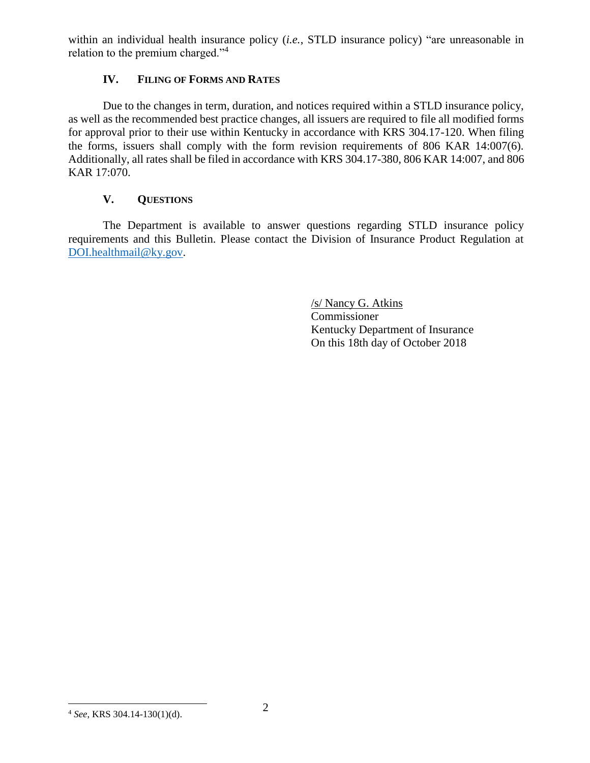within an individual health insurance policy (*i.e.*, STLD insurance policy) "are unreasonable in relation to the premium charged."[4]

## IV. FILING OF FORMS AND RATES

Due to the changes in term, duration, and notices required within a STLD insurance policy, as well as the recommended best practice changes, all issuers are required to file all modified forms for approval prior to their use within Kentucky in accordance with KRS 304.17-120. When filing the forms, issuers shall comply with the form revision requirements of 806 KAR 14:007(6). Additionally, all rates shall be filed in accordance with KRS 304.17-380, 806 KAR 14:007, and 806 KAR 17:070.

## V. QUESTIONS

The Department is available to answer questions regarding STLD insurance policy requirements and this Bulletin. Please contact the Division of Insurance Product Regulation at DOI.healthmail@ky.gov.

/s/ Nancy G. Atkins
Commissioner
Kentucky Department of Insurance
On this 18th day of October 2018

[4] *See*, KRS 304.14-130(1)(d).